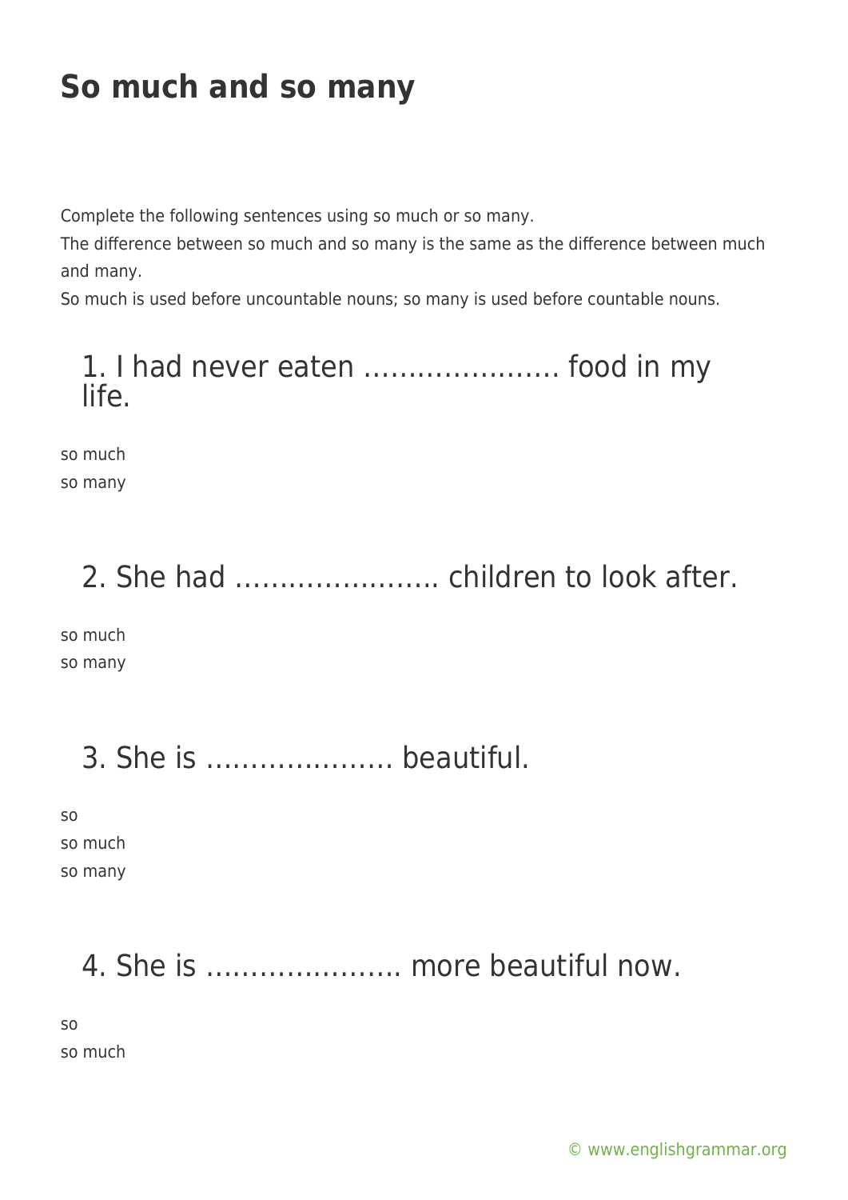# So much and so many

Complete the following sentences using so much or so many.

The difference between so much and so many is the same as the difference between much and many.

So much is used before uncountable nouns; so many is used before countable nouns.

## 1. I had never eaten …………………. food in my life.

so much

so many

## 2. She had ………………….. children to look after.

so much

so many

## 3. She is ………………… beautiful.

so

so much

so many

## 4. She is …………………. more beautiful now.

so

so much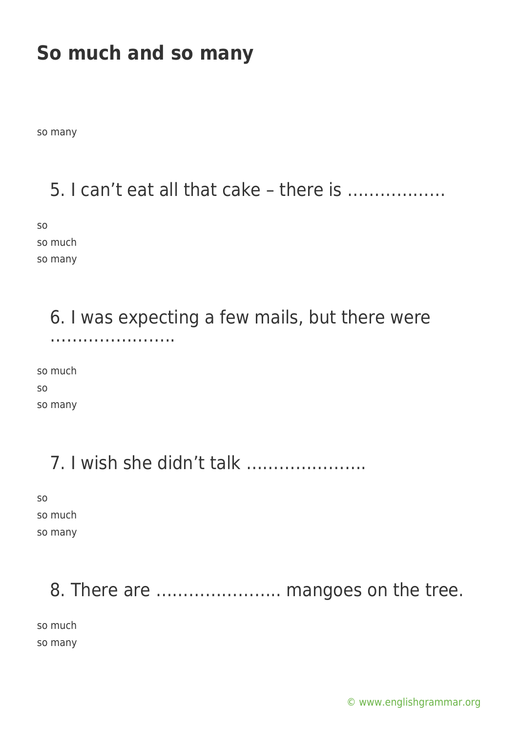so many

5. I can't eat all that cake – there is ………………

so
so much
so many

6. I was expecting a few mails, but there were ……………………

so much
so
so many

7. I wish she didn't talk ………………….

so
so much
so many

8. There are ………………….. mangoes on the tree.

so much
so many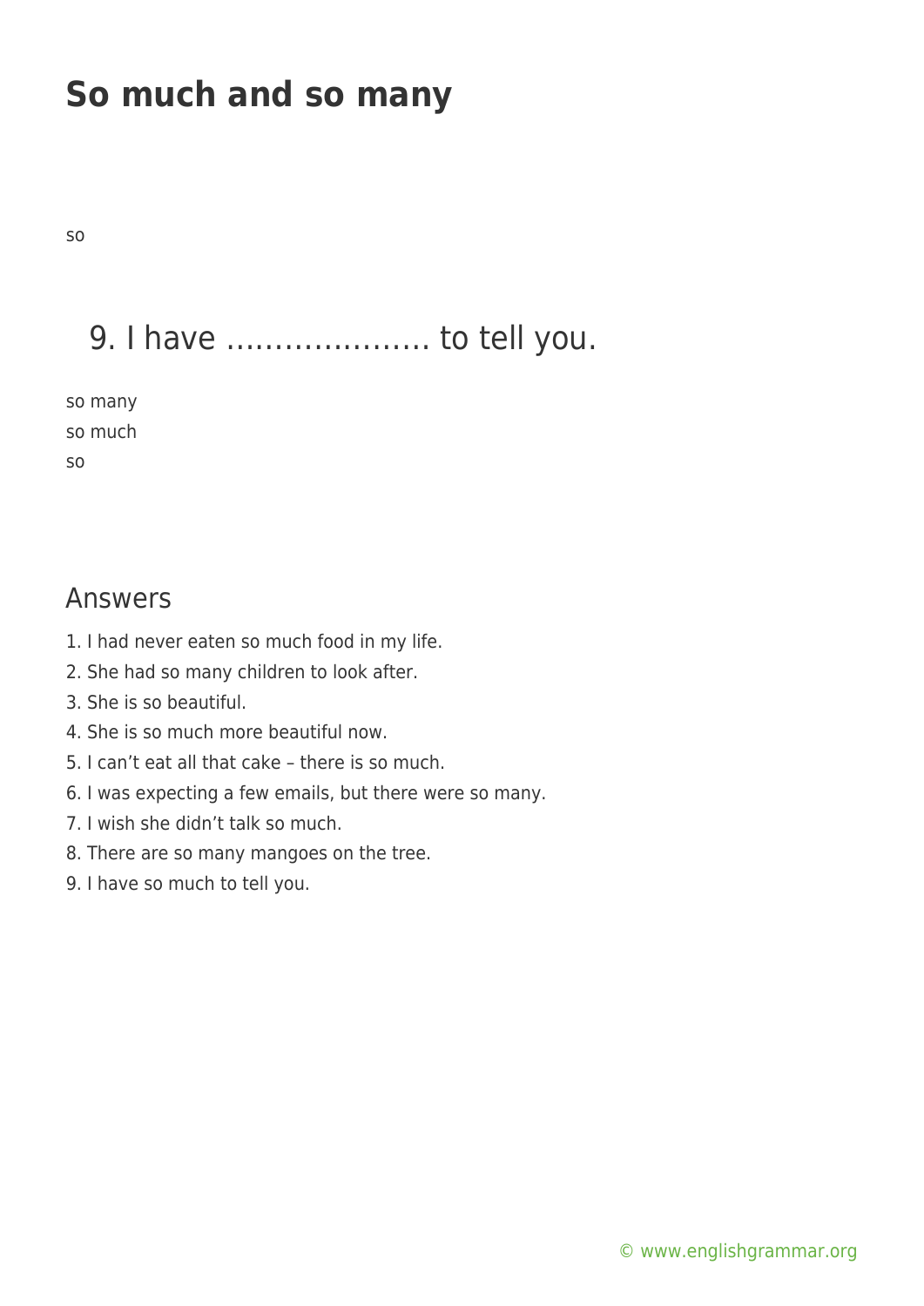# So much and so many

so

## 9. I have ………………… to tell you.

so many
so much
so

## Answers

1. I had never eaten so much food in my life.
2. She had so many children to look after.
3. She is so beautiful.
4. She is so much more beautiful now.
5. I can't eat all that cake – there is so much.
6. I was expecting a few emails, but there were so many.
7. I wish she didn't talk so much.
8. There are so many mangoes on the tree.
9. I have so much to tell you.